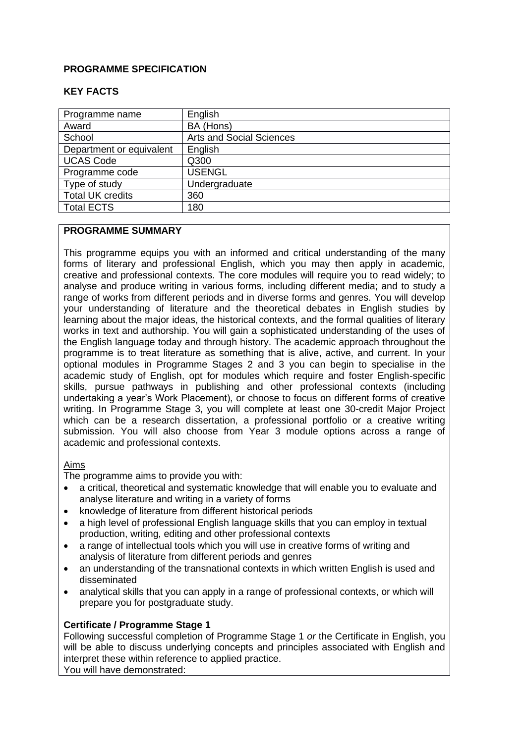**PROGRAMME SPECIFICATION**

**KEY FACTS**

| Programme name | English |
|---|---|
| Award | BA (Hons) |
| School | Arts and Social Sciences |
| Department or equivalent | English |
| UCAS Code | Q300 |
| Programme code | USENGL |
| Type of study | Undergraduate |
| Total UK credits | 360 |
| Total ECTS | 180 |

**PROGRAMME SUMMARY**

This programme equips you with an informed and critical understanding of the many forms of literary and professional English, which you may then apply in academic, creative and professional contexts. The core modules will require you to read widely; to analyse and produce writing in various forms, including different media; and to study a range of works from different periods and in diverse forms and genres. You will develop your understanding of literature and the theoretical debates in English studies by learning about the major ideas, the historical contexts, and the formal qualities of literary works in text and authorship. You will gain a sophisticated understanding of the uses of the English language today and through history. The academic approach throughout the programme is to treat literature as something that is alive, active, and current. In your optional modules in Programme Stages 2 and 3 you can begin to specialise in the academic study of English, opt for modules which require and foster English-specific skills, pursue pathways in publishing and other professional contexts (including undertaking a year's Work Placement), or choose to focus on different forms of creative writing. In Programme Stage 3, you will complete at least one 30-credit Major Project which can be a research dissertation, a professional portfolio or a creative writing submission. You will also choose from Year 3 module options across a range of academic and professional contexts.

Aims

The programme aims to provide you with:

- a critical, theoretical and systematic knowledge that will enable you to evaluate and analyse literature and writing in a variety of forms
- knowledge of literature from different historical periods
- a high level of professional English language skills that you can employ in textual production, writing, editing and other professional contexts
- a range of intellectual tools which you will use in creative forms of writing and analysis of literature from different periods and genres
- an understanding of the transnational contexts in which written English is used and disseminated
- analytical skills that you can apply in a range of professional contexts, or which will prepare you for postgraduate study.

**Certificate / Programme Stage 1**

Following successful completion of Programme Stage 1 *or* the Certificate in English, you will be able to discuss underlying concepts and principles associated with English and interpret these within reference to applied practice.

You will have demonstrated: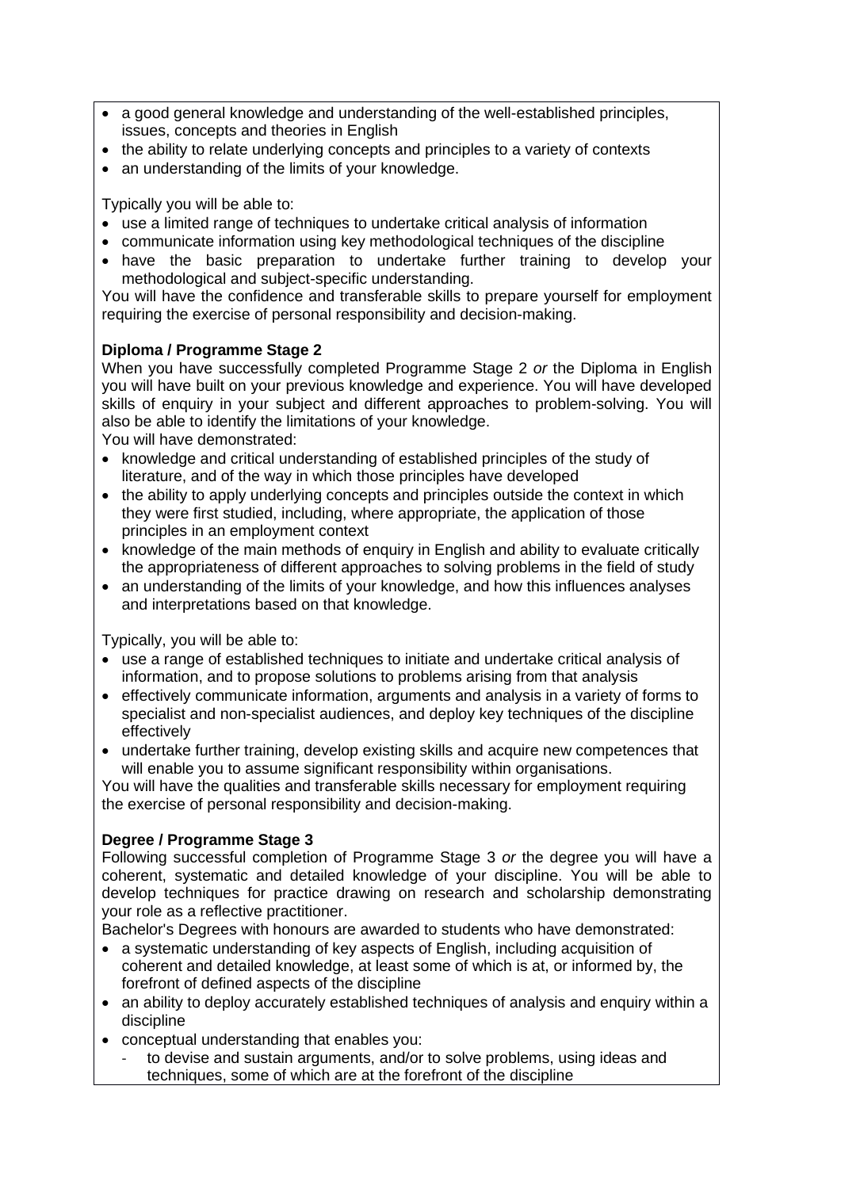- a good general knowledge and understanding of the well-established principles, issues, concepts and theories in English
- the ability to relate underlying concepts and principles to a variety of contexts
- an understanding of the limits of your knowledge.

Typically you will be able to:

- use a limited range of techniques to undertake critical analysis of information
- communicate information using key methodological techniques of the discipline
- have the basic preparation to undertake further training to develop your methodological and subject-specific understanding.

You will have the confidence and transferable skills to prepare yourself for employment requiring the exercise of personal responsibility and decision-making.

**Diploma / Programme Stage 2**

When you have successfully completed Programme Stage 2 *or* the Diploma in English you will have built on your previous knowledge and experience. You will have developed skills of enquiry in your subject and different approaches to problem-solving. You will also be able to identify the limitations of your knowledge.

You will have demonstrated:

- knowledge and critical understanding of established principles of the study of literature, and of the way in which those principles have developed
- the ability to apply underlying concepts and principles outside the context in which they were first studied, including, where appropriate, the application of those principles in an employment context
- knowledge of the main methods of enquiry in English and ability to evaluate critically the appropriateness of different approaches to solving problems in the field of study
- an understanding of the limits of your knowledge, and how this influences analyses and interpretations based on that knowledge.

Typically, you will be able to:

- use a range of established techniques to initiate and undertake critical analysis of information, and to propose solutions to problems arising from that analysis
- effectively communicate information, arguments and analysis in a variety of forms to specialist and non-specialist audiences, and deploy key techniques of the discipline effectively
- undertake further training, develop existing skills and acquire new competences that will enable you to assume significant responsibility within organisations.

You will have the qualities and transferable skills necessary for employment requiring the exercise of personal responsibility and decision-making.

**Degree / Programme Stage 3**

Following successful completion of Programme Stage 3 *or* the degree you will have a coherent, systematic and detailed knowledge of your discipline. You will be able to develop techniques for practice drawing on research and scholarship demonstrating your role as a reflective practitioner.

Bachelor's Degrees with honours are awarded to students who have demonstrated:

- a systematic understanding of key aspects of English, including acquisition of coherent and detailed knowledge, at least some of which is at, or informed by, the forefront of defined aspects of the discipline
- an ability to deploy accurately established techniques of analysis and enquiry within a discipline
- conceptual understanding that enables you:
    - to devise and sustain arguments, and/or to solve problems, using ideas and techniques, some of which are at the forefront of the discipline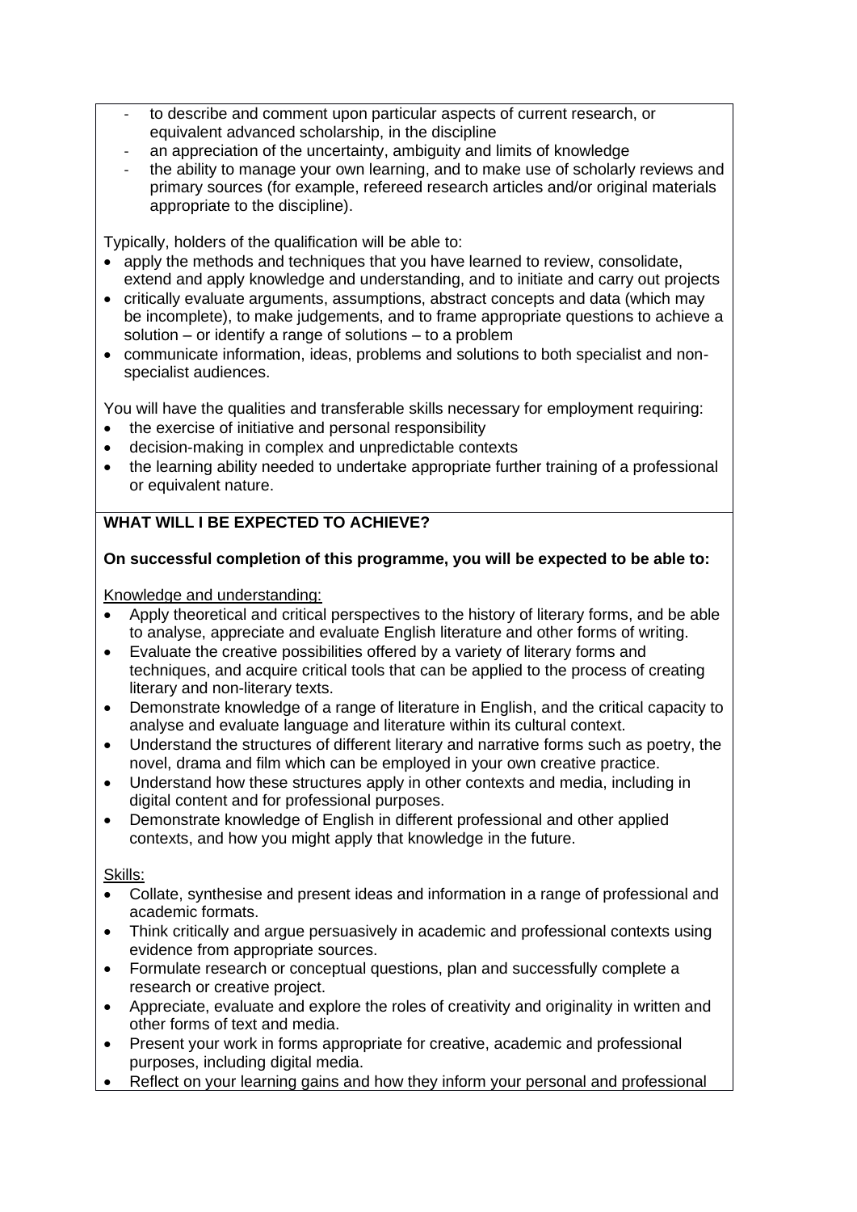- to describe and comment upon particular aspects of current research, or equivalent advanced scholarship, in the discipline
- an appreciation of the uncertainty, ambiguity and limits of knowledge
- the ability to manage your own learning, and to make use of scholarly reviews and primary sources (for example, refereed research articles and/or original materials appropriate to the discipline).

Typically, holders of the qualification will be able to:

- apply the methods and techniques that you have learned to review, consolidate, extend and apply knowledge and understanding, and to initiate and carry out projects
- critically evaluate arguments, assumptions, abstract concepts and data (which may be incomplete), to make judgements, and to frame appropriate questions to achieve a solution – or identify a range of solutions – to a problem
- communicate information, ideas, problems and solutions to both specialist and non-specialist audiences.

You will have the qualities and transferable skills necessary for employment requiring:

- the exercise of initiative and personal responsibility
- decision-making in complex and unpredictable contexts
- the learning ability needed to undertake appropriate further training of a professional or equivalent nature.

**WHAT WILL I BE EXPECTED TO ACHIEVE?**

**On successful completion of this programme, you will be expected to be able to:**

Knowledge and understanding:

- Apply theoretical and critical perspectives to the history of literary forms, and be able to analyse, appreciate and evaluate English literature and other forms of writing.
- Evaluate the creative possibilities offered by a variety of literary forms and techniques, and acquire critical tools that can be applied to the process of creating literary and non-literary texts.
- Demonstrate knowledge of a range of literature in English, and the critical capacity to analyse and evaluate language and literature within its cultural context.
- Understand the structures of different literary and narrative forms such as poetry, the novel, drama and film which can be employed in your own creative practice.
- Understand how these structures apply in other contexts and media, including in digital content and for professional purposes.
- Demonstrate knowledge of English in different professional and other applied contexts, and how you might apply that knowledge in the future.

Skills:

- Collate, synthesise and present ideas and information in a range of professional and academic formats.
- Think critically and argue persuasively in academic and professional contexts using evidence from appropriate sources.
- Formulate research or conceptual questions, plan and successfully complete a research or creative project.
- Appreciate, evaluate and explore the roles of creativity and originality in written and other forms of text and media.
- Present your work in forms appropriate for creative, academic and professional purposes, including digital media.
- Reflect on your learning gains and how they inform your personal and professional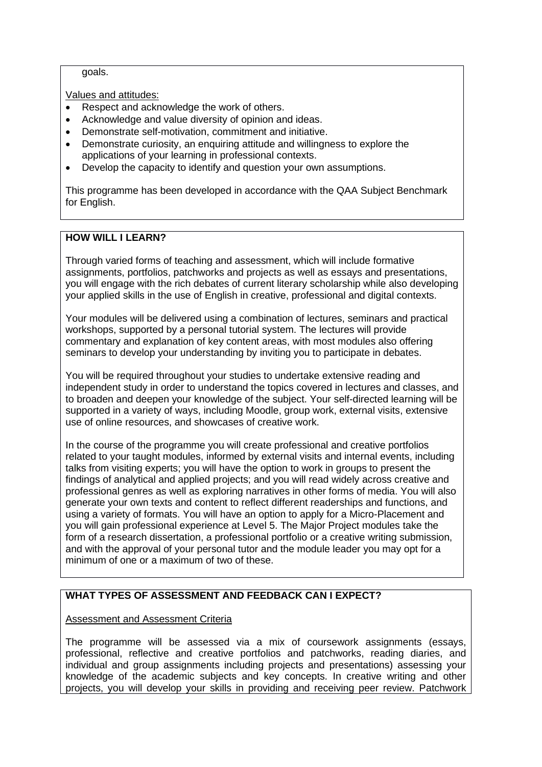goals.

Values and attitudes:

- Respect and acknowledge the work of others.
- Acknowledge and value diversity of opinion and ideas.
- Demonstrate self-motivation, commitment and initiative.
- Demonstrate curiosity, an enquiring attitude and willingness to explore the applications of your learning in professional contexts.
- Develop the capacity to identify and question your own assumptions.

This programme has been developed in accordance with the QAA Subject Benchmark for English.

## HOW WILL I LEARN?

Through varied forms of teaching and assessment, which will include formative assignments, portfolios, patchworks and projects as well as essays and presentations, you will engage with the rich debates of current literary scholarship while also developing your applied skills in the use of English in creative, professional and digital contexts.

Your modules will be delivered using a combination of lectures, seminars and practical workshops, supported by a personal tutorial system. The lectures will provide commentary and explanation of key content areas, with most modules also offering seminars to develop your understanding by inviting you to participate in debates.

You will be required throughout your studies to undertake extensive reading and independent study in order to understand the topics covered in lectures and classes, and to broaden and deepen your knowledge of the subject. Your self-directed learning will be supported in a variety of ways, including Moodle, group work, external visits, extensive use of online resources, and showcases of creative work.

In the course of the programme you will create professional and creative portfolios related to your taught modules, informed by external visits and internal events, including talks from visiting experts; you will have the option to work in groups to present the findings of analytical and applied projects; and you will read widely across creative and professional genres as well as exploring narratives in other forms of media. You will also generate your own texts and content to reflect different readerships and functions, and using a variety of formats. You will have an option to apply for a Micro-Placement and you will gain professional experience at Level 5. The Major Project modules take the form of a research dissertation, a professional portfolio or a creative writing submission, and with the approval of your personal tutor and the module leader you may opt for a minimum of one or a maximum of two of these.

## WHAT TYPES OF ASSESSMENT AND FEEDBACK CAN I EXPECT?

Assessment and Assessment Criteria

The programme will be assessed via a mix of coursework assignments (essays, professional, reflective and creative portfolios and patchworks, reading diaries, and individual and group assignments including projects and presentations) assessing your knowledge of the academic subjects and key concepts. In creative writing and other projects, you will develop your skills in providing and receiving peer review. Patchwork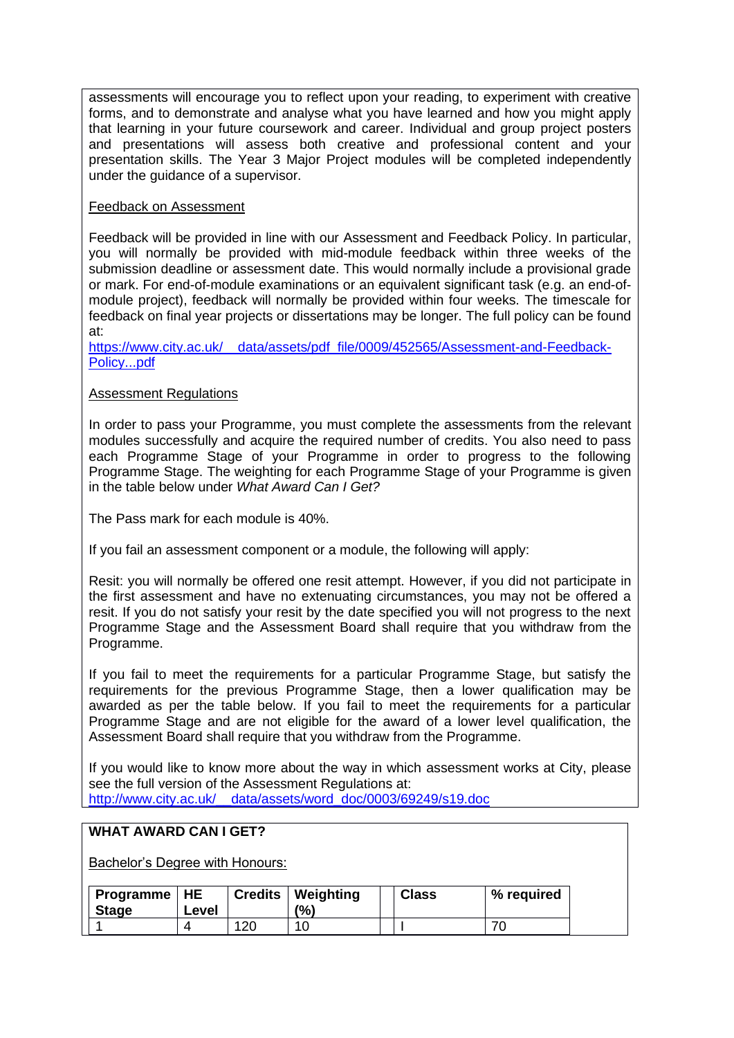assessments will encourage you to reflect upon your reading, to experiment with creative forms, and to demonstrate and analyse what you have learned and how you might apply that learning in your future coursework and career. Individual and group project posters and presentations will assess both creative and professional content and your presentation skills. The Year 3 Major Project modules will be completed independently under the guidance of a supervisor.

Feedback on Assessment

Feedback will be provided in line with our Assessment and Feedback Policy. In particular, you will normally be provided with mid-module feedback within three weeks of the submission deadline or assessment date. This would normally include a provisional grade or mark. For end-of-module examinations or an equivalent significant task (e.g. an end-of-module project), feedback will normally be provided within four weeks. The timescale for feedback on final year projects or dissertations may be longer. The full policy can be found at:
https://www.city.ac.uk/__data/assets/pdf_file/0009/452565/Assessment-and-Feedback-Policy...pdf

Assessment Regulations

In order to pass your Programme, you must complete the assessments from the relevant modules successfully and acquire the required number of credits. You also need to pass each Programme Stage of your Programme in order to progress to the following Programme Stage. The weighting for each Programme Stage of your Programme is given in the table below under *What Award Can I Get?*

The Pass mark for each module is 40%.

If you fail an assessment component or a module, the following will apply:

Resit: you will normally be offered one resit attempt. However, if you did not participate in the first assessment and have no extenuating circumstances, you may not be offered a resit. If you do not satisfy your resit by the date specified you will not progress to the next Programme Stage and the Assessment Board shall require that you withdraw from the Programme.

If you fail to meet the requirements for a particular Programme Stage, but satisfy the requirements for the previous Programme Stage, then a lower qualification may be awarded as per the table below. If you fail to meet the requirements for a particular Programme Stage and are not eligible for the award of a lower level qualification, the Assessment Board shall require that you withdraw from the Programme.

If you would like to know more about the way in which assessment works at City, please see the full version of the Assessment Regulations at:
http://www.city.ac.uk/__data/assets/word_doc/0003/69249/s19.doc

**WHAT AWARD CAN I GET?**

Bachelor's Degree with Honours:

| Programme Stage | HE Level | Credits | Weighting (%) | | Class | % required |
|---|---|---|---|---|---|---|
| 1 | 4 | 120 | 10 | | I | 70 |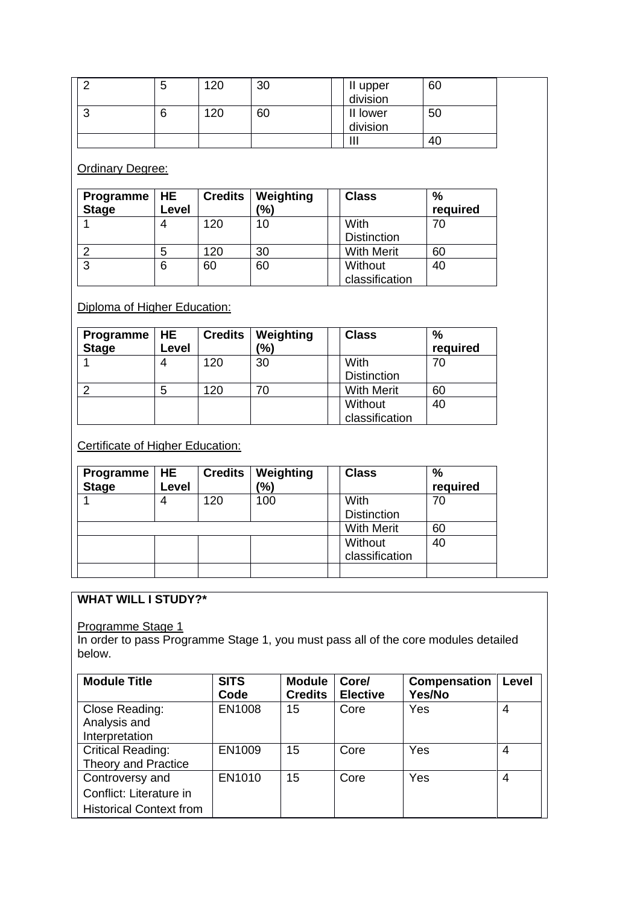| | | | | | | |
|---|---|---|---|---|---|---|
| 2 | 5 | 120 | 30 | | II upper division | 60 |
| 3 | 6 | 120 | 60 | | II lower division | 50 |
| | | | | | III | 40 |

Ordinary Degree:

| Programme Stage | HE Level | Credits | Weighting (%) | | Class | % required |
|---|---|---|---|---|---|---|
| 1 | 4 | 120 | 10 | | With Distinction | 70 |
| 2 | 5 | 120 | 30 | | With Merit | 60 |
| 3 | 6 | 60 | 60 | | Without classification | 40 |

Diploma of Higher Education:

| Programme Stage | HE Level | Credits | Weighting (%) | | Class | % required |
|---|---|---|---|---|---|---|
| 1 | 4 | 120 | 30 | | With Distinction | 70 |
| 2 | 5 | 120 | 70 | | With Merit | 60 |
| | | | | | Without classification | 40 |

Certificate of Higher Education:

| Programme Stage | HE Level | Credits | Weighting (%) | | Class | % required |
|---|---|---|---|---|---|---|
| 1 | 4 | 120 | 100 | | With Distinction | 70 |
| | | | | | With Merit | 60 |
| | | | | | Without classification | 40 |
| | | | | | | |

**WHAT WILL I STUDY?***

Programme Stage 1

In order to pass Programme Stage 1, you must pass all of the core modules detailed below.

| Module Title | SITS Code | Module Credits | Core/ Elective | Compensation Yes/No | Level |
|---|---|---|---|---|---|
| Close Reading: Analysis and Interpretation | EN1008 | 15 | Core | Yes | 4 |
| Critical Reading: Theory and Practice | EN1009 | 15 | Core | Yes | 4 |
| Controversy and Conflict: Literature in Historical Context from | EN1010 | 15 | Core | Yes | 4 |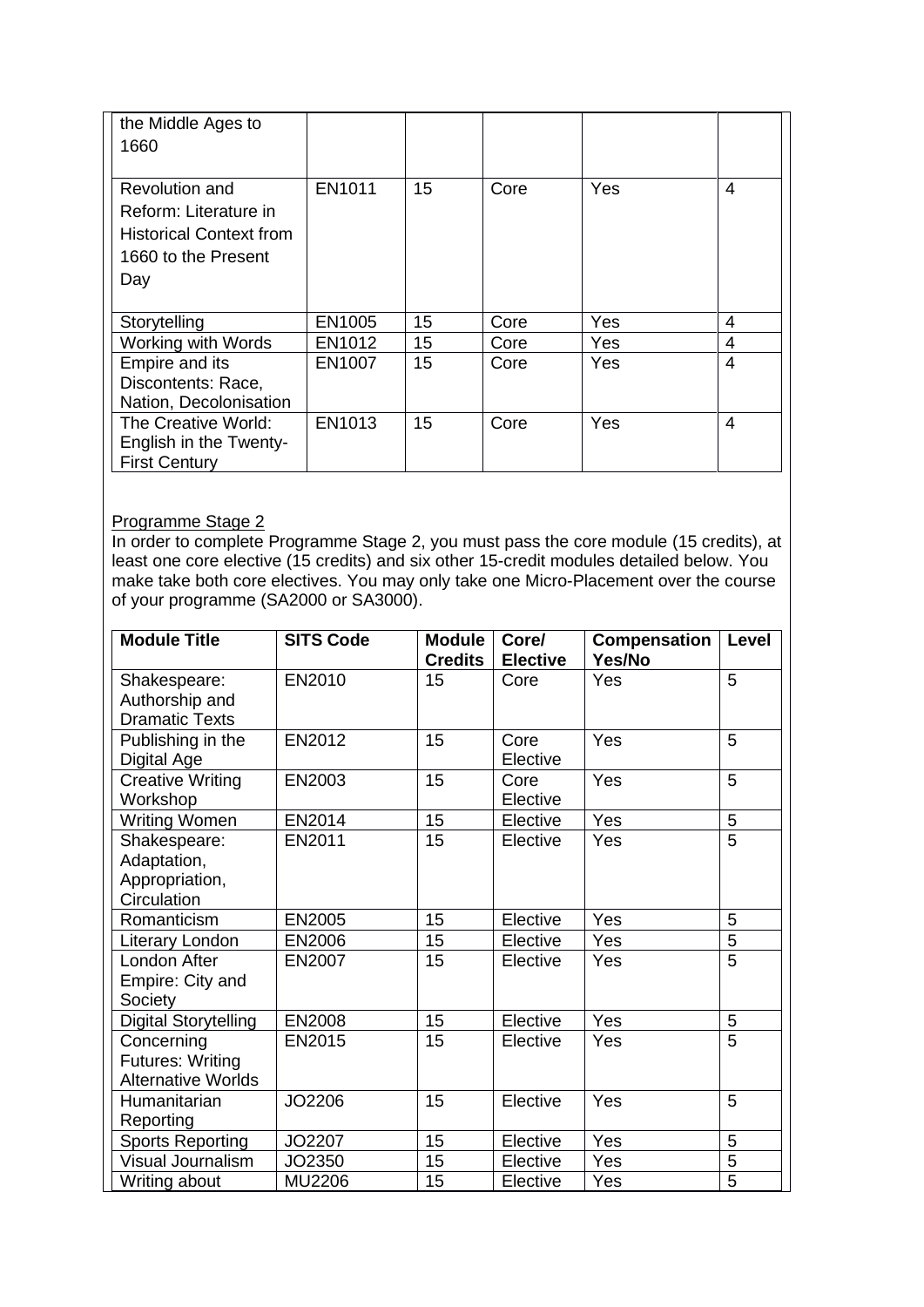| | | | | | |
|---|---|---|---|---|---|
| the Middle Ages to 1660 | | | | | |
| Revolution and Reform: Literature in Historical Context from 1660 to the Present Day | EN1011 | 15 | Core | Yes | 4 |
| Storytelling | EN1005 | 15 | Core | Yes | 4 |
| Working with Words | EN1012 | 15 | Core | Yes | 4 |
| Empire and its Discontents: Race, Nation, Decolonisation | EN1007 | 15 | Core | Yes | 4 |
| The Creative World: English in the Twenty-First Century | EN1013 | 15 | Core | Yes | 4 |

Programme Stage 2

In order to complete Programme Stage 2, you must pass the core module (15 credits), at least one core elective (15 credits) and six other 15-credit modules detailed below. You make take both core electives. You may only take one Micro-Placement over the course of your programme (SA2000 or SA3000).

| Module Title | SITS Code | Module Credits | Core/ Elective | Compensation Yes/No | Level |
|---|---|---|---|---|---|
| Shakespeare: Authorship and Dramatic Texts | EN2010 | 15 | Core | Yes | 5 |
| Publishing in the Digital Age | EN2012 | 15 | Core Elective | Yes | 5 |
| Creative Writing Workshop | EN2003 | 15 | Core Elective | Yes | 5 |
| Writing Women | EN2014 | 15 | Elective | Yes | 5 |
| Shakespeare: Adaptation, Appropriation, Circulation | EN2011 | 15 | Elective | Yes | 5 |
| Romanticism | EN2005 | 15 | Elective | Yes | 5 |
| Literary London | EN2006 | 15 | Elective | Yes | 5 |
| London After Empire: City and Society | EN2007 | 15 | Elective | Yes | 5 |
| Digital Storytelling | EN2008 | 15 | Elective | Yes | 5 |
| Concerning Futures: Writing Alternative Worlds | EN2015 | 15 | Elective | Yes | 5 |
| Humanitarian Reporting | JO2206 | 15 | Elective | Yes | 5 |
| Sports Reporting | JO2207 | 15 | Elective | Yes | 5 |
| Visual Journalism | JO2350 | 15 | Elective | Yes | 5 |
| Writing about | MU2206 | 15 | Elective | Yes | 5 |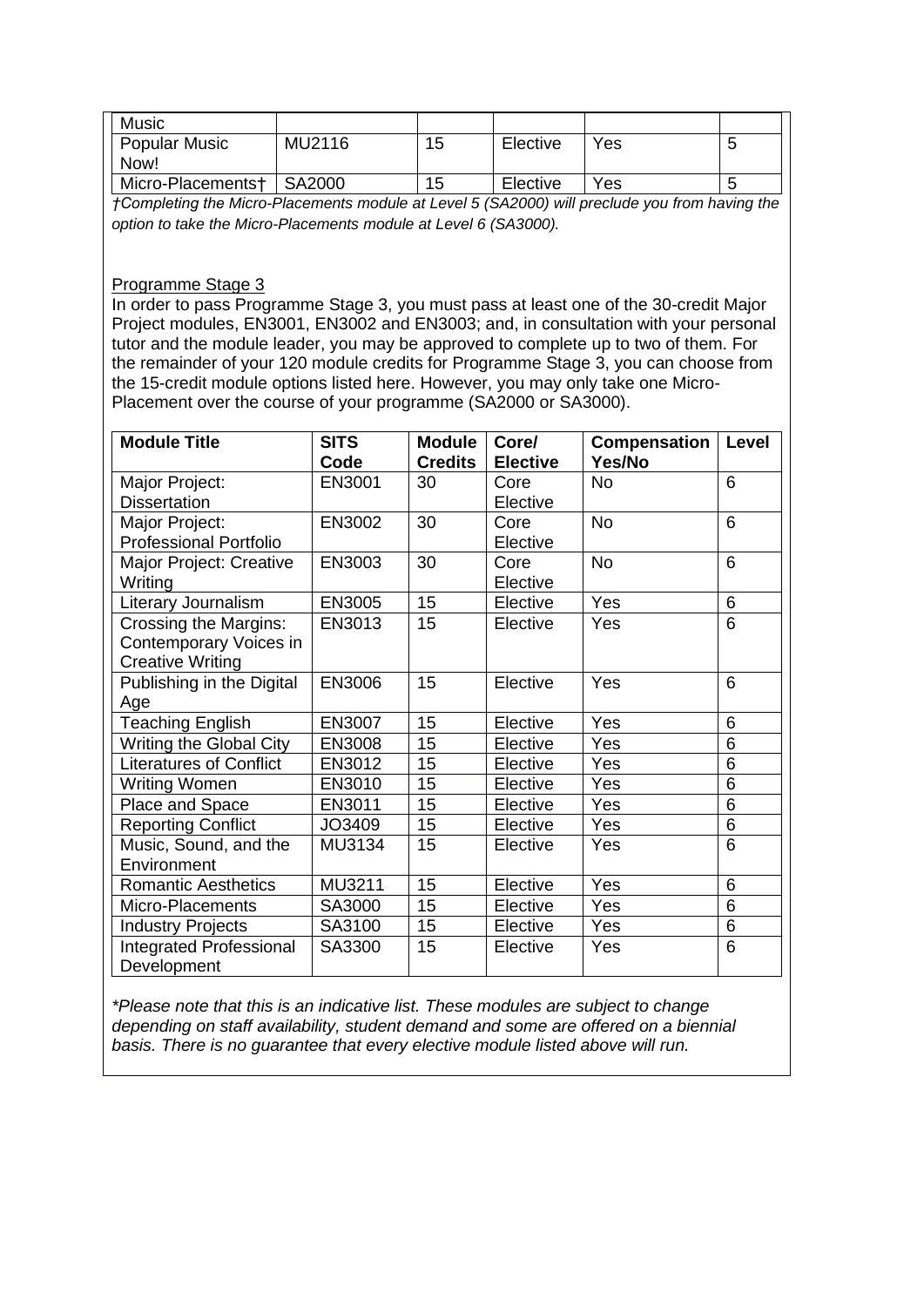| Music | | | | | |
|---|---|---|---|---|---|
| Popular Music Now! | MU2116 | 15 | Elective | Yes | 5 |
| Micro-Placements† | SA2000 | 15 | Elective | Yes | 5 |

*†Completing the Micro-Placements module at Level 5 (SA2000) will preclude you from having the option to take the Micro-Placements module at Level 6 (SA3000).*

Programme Stage 3

In order to pass Programme Stage 3, you must pass at least one of the 30-credit Major Project modules, EN3001, EN3002 and EN3003; and, in consultation with your personal tutor and the module leader, you may be approved to complete up to two of them. For the remainder of your 120 module credits for Programme Stage 3, you can choose from the 15-credit module options listed here. However, you may only take one Micro-Placement over the course of your programme (SA2000 or SA3000).

| **Module Title** | **SITS Code** | **Module Credits** | **Core/ Elective** | **Compensation Yes/No** | **Level** |
|---|---|---|---|---|---|
| Major Project: Dissertation | EN3001 | 30 | Core Elective | No | 6 |
| Major Project: Professional Portfolio | EN3002 | 30 | Core Elective | No | 6 |
| Major Project: Creative Writing | EN3003 | 30 | Core Elective | No | 6 |
| Literary Journalism | EN3005 | 15 | Elective | Yes | 6 |
| Crossing the Margins: Contemporary Voices in Creative Writing | EN3013 | 15 | Elective | Yes | 6 |
| Publishing in the Digital Age | EN3006 | 15 | Elective | Yes | 6 |
| Teaching English | EN3007 | 15 | Elective | Yes | 6 |
| Writing the Global City | EN3008 | 15 | Elective | Yes | 6 |
| Literatures of Conflict | EN3012 | 15 | Elective | Yes | 6 |
| Writing Women | EN3010 | 15 | Elective | Yes | 6 |
| Place and Space | EN3011 | 15 | Elective | Yes | 6 |
| Reporting Conflict | JO3409 | 15 | Elective | Yes | 6 |
| Music, Sound, and the Environment | MU3134 | 15 | Elective | Yes | 6 |
| Romantic Aesthetics | MU3211 | 15 | Elective | Yes | 6 |
| Micro-Placements | SA3000 | 15 | Elective | Yes | 6 |
| Industry Projects | SA3100 | 15 | Elective | Yes | 6 |
| Integrated Professional Development | SA3300 | 15 | Elective | Yes | 6 |

*\*Please note that this is an indicative list. These modules are subject to change depending on staff availability, student demand and some are offered on a biennial basis. There is no guarantee that every elective module listed above will run.*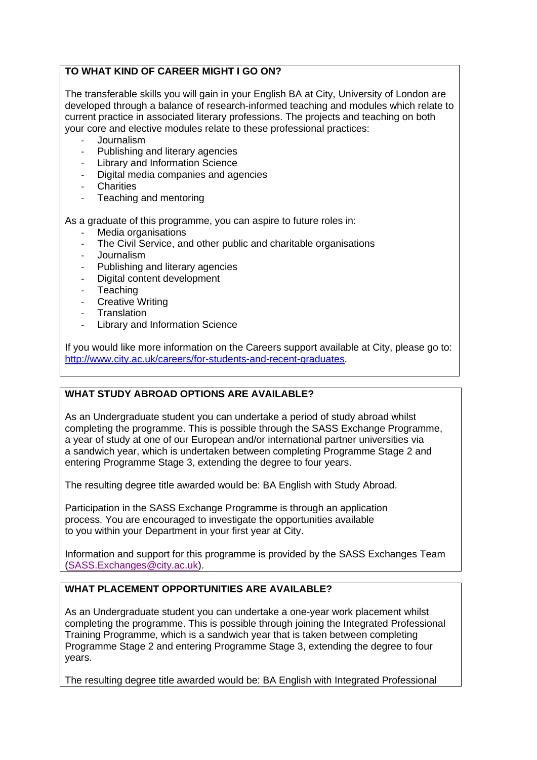## TO WHAT KIND OF CAREER MIGHT I GO ON?

The transferable skills you will gain in your English BA at City, University of London are developed through a balance of research-informed teaching and modules which relate to current practice in associated literary professions. The projects and teaching on both your core and elective modules relate to these professional practices:

- Journalism
- Publishing and literary agencies
- Library and Information Science
- Digital media companies and agencies
- Charities
- Teaching and mentoring

As a graduate of this programme, you can aspire to future roles in:

- Media organisations
- The Civil Service, and other public and charitable organisations
- Journalism
- Publishing and literary agencies
- Digital content development
- Teaching
- Creative Writing
- Translation
- Library and Information Science

If you would like more information on the Careers support available at City, please go to: [http://www.city.ac.uk/careers/for-students-and-recent-graduates](http://www.city.ac.uk/careers/for-students-and-recent-graduates).

## WHAT STUDY ABROAD OPTIONS ARE AVAILABLE?

As an Undergraduate student you can undertake a period of study abroad whilst completing the programme. This is possible through the SASS Exchange Programme, a year of study at one of our European and/or international partner universities via a sandwich year, which is undertaken between completing Programme Stage 2 and entering Programme Stage 3, extending the degree to four years.

The resulting degree title awarded would be: BA English with Study Abroad.

Participation in the SASS Exchange Programme is through an application process. You are encouraged to investigate the opportunities available to you within your Department in your first year at City.

Information and support for this programme is provided by the SASS Exchanges Team ([SASS.Exchanges@city.ac.uk](mailto:SASS.Exchanges@city.ac.uk)).

## WHAT PLACEMENT OPPORTUNITIES ARE AVAILABLE?

As an Undergraduate student you can undertake a one-year work placement whilst completing the programme. This is possible through joining the Integrated Professional Training Programme, which is a sandwich year that is taken between completing Programme Stage 2 and entering Programme Stage 3, extending the degree to four years.

The resulting degree title awarded would be: BA English with Integrated Professional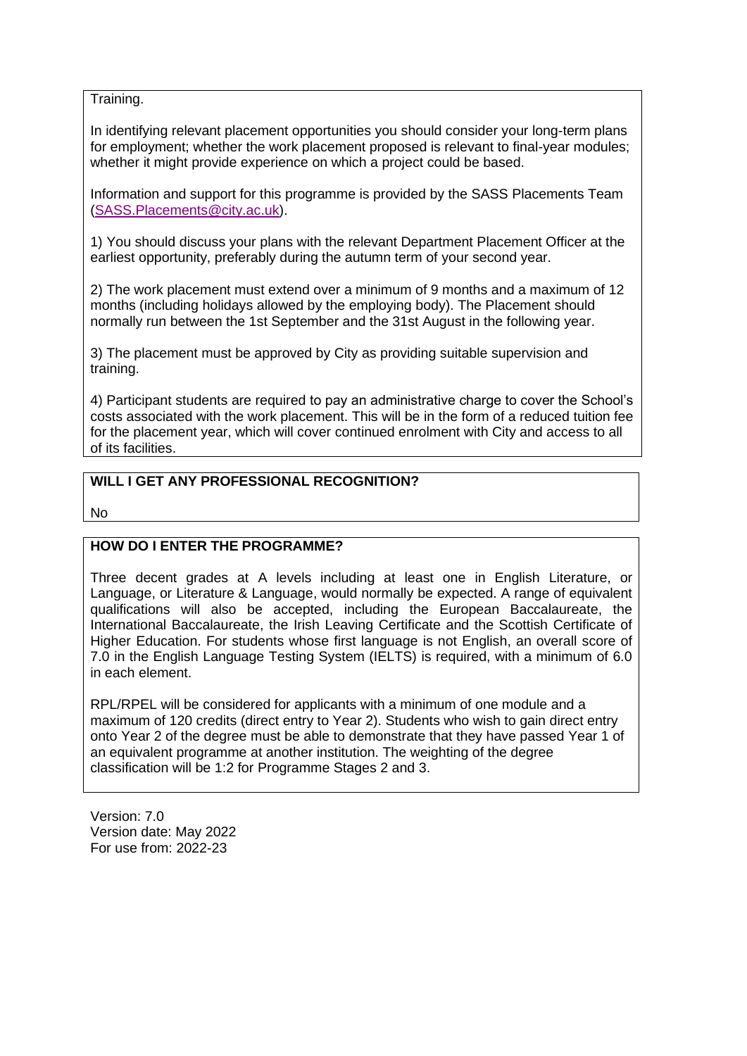Training.

In identifying relevant placement opportunities you should consider your long-term plans for employment; whether the work placement proposed is relevant to final-year modules; whether it might provide experience on which a project could be based.

Information and support for this programme is provided by the SASS Placements Team (SASS.Placements@city.ac.uk).

1) You should discuss your plans with the relevant Department Placement Officer at the earliest opportunity, preferably during the autumn term of your second year.

2) The work placement must extend over a minimum of 9 months and a maximum of 12 months (including holidays allowed by the employing body). The Placement should normally run between the 1st September and the 31st August in the following year.

3) The placement must be approved by City as providing suitable supervision and training.

4) Participant students are required to pay an administrative charge to cover the School's costs associated with the work placement. This will be in the form of a reduced tuition fee for the placement year, which will cover continued enrolment with City and access to all of its facilities.

**WILL I GET ANY PROFESSIONAL RECOGNITION?**

No

**HOW DO I ENTER THE PROGRAMME?**

Three decent grades at A levels including at least one in English Literature, or Language, or Literature & Language, would normally be expected. A range of equivalent qualifications will also be accepted, including the European Baccalaureate, the International Baccalaureate, the Irish Leaving Certificate and the Scottish Certificate of Higher Education. For students whose first language is not English, an overall score of 7.0 in the English Language Testing System (IELTS) is required, with a minimum of 6.0 in each element.

RPL/RPEL will be considered for applicants with a minimum of one module and a maximum of 120 credits (direct entry to Year 2). Students who wish to gain direct entry onto Year 2 of the degree must be able to demonstrate that they have passed Year 1 of an equivalent programme at another institution. The weighting of the degree classification will be 1:2 for Programme Stages 2 and 3.

Version: 7.0
Version date: May 2022
For use from: 2022-23